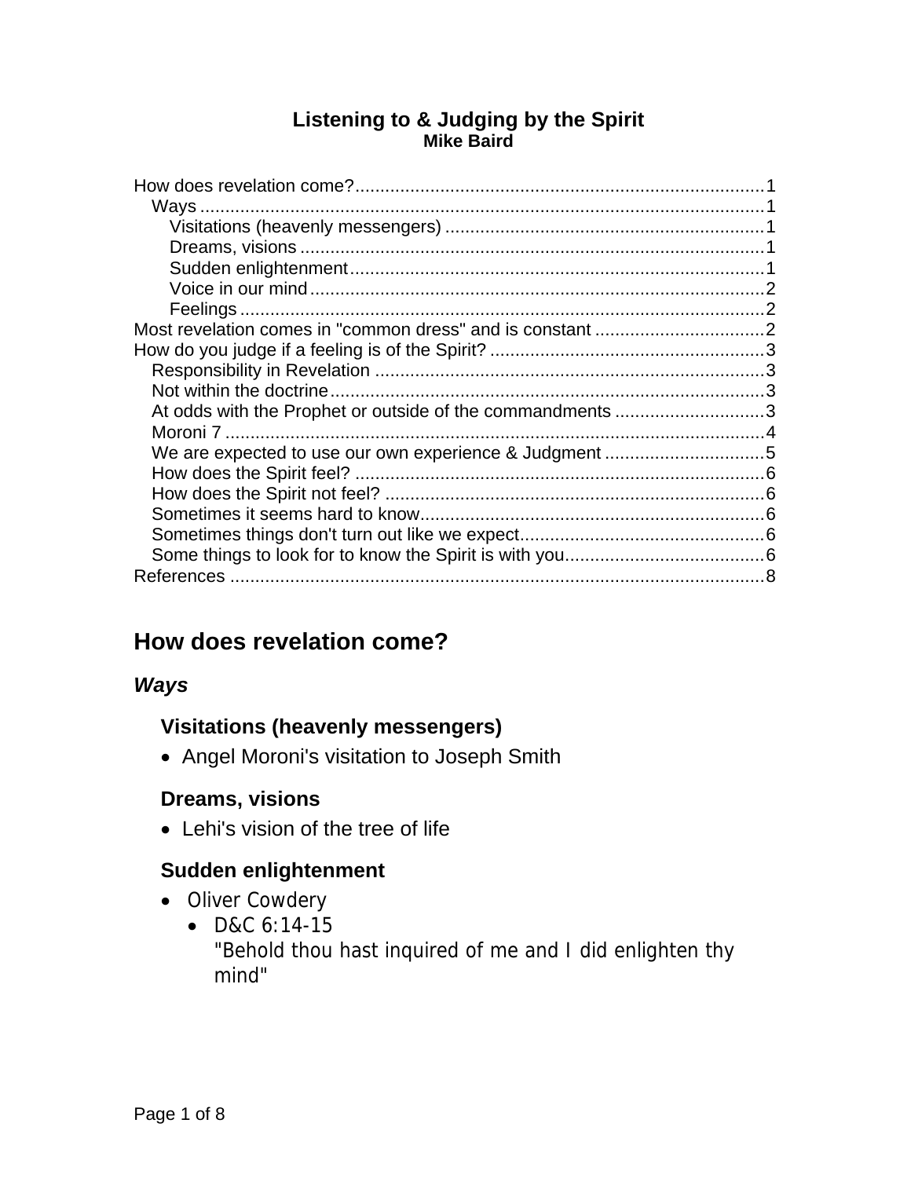# Listening to & Judging by the Spirit

**Mike Baird**

How does revelation come? .......... 1
- Ways .......... 1
  - Visitations (heavenly messengers) .......... 1
  - Dreams, visions .......... 1
  - Sudden enlightenment .......... 1
  - Voice in our mind .......... 2
  - Feelings .......... 2

Most revelation comes in "common dress" and is constant .......... 2

How do you judge if a feeling is of the Spirit? .......... 3
- Responsibility in Revelation .......... 3
- Not within the doctrine .......... 3
- At odds with the Prophet or outside of the commandments .......... 3
- Moroni 7 .......... 4
- We are expected to use our own experience & Judgment .......... 5
- How does the Spirit feel? .......... 6
- How does the Spirit not feel? .......... 6
- Sometimes it seems hard to know .......... 6
- Sometimes things don't turn out like we expect .......... 6
- Some things to look for to know the Spirit is with you .......... 6

References .......... 8

## How does revelation come?

### *Ways*

#### Visitations (heavenly messengers)

- Angel Moroni's visitation to Joseph Smith

#### Dreams, visions

- Lehi's vision of the tree of life

#### Sudden enlightenment

- Oliver Cowdery
  - D&C 6:14-15
    "Behold thou hast inquired of me and I did enlighten thy mind"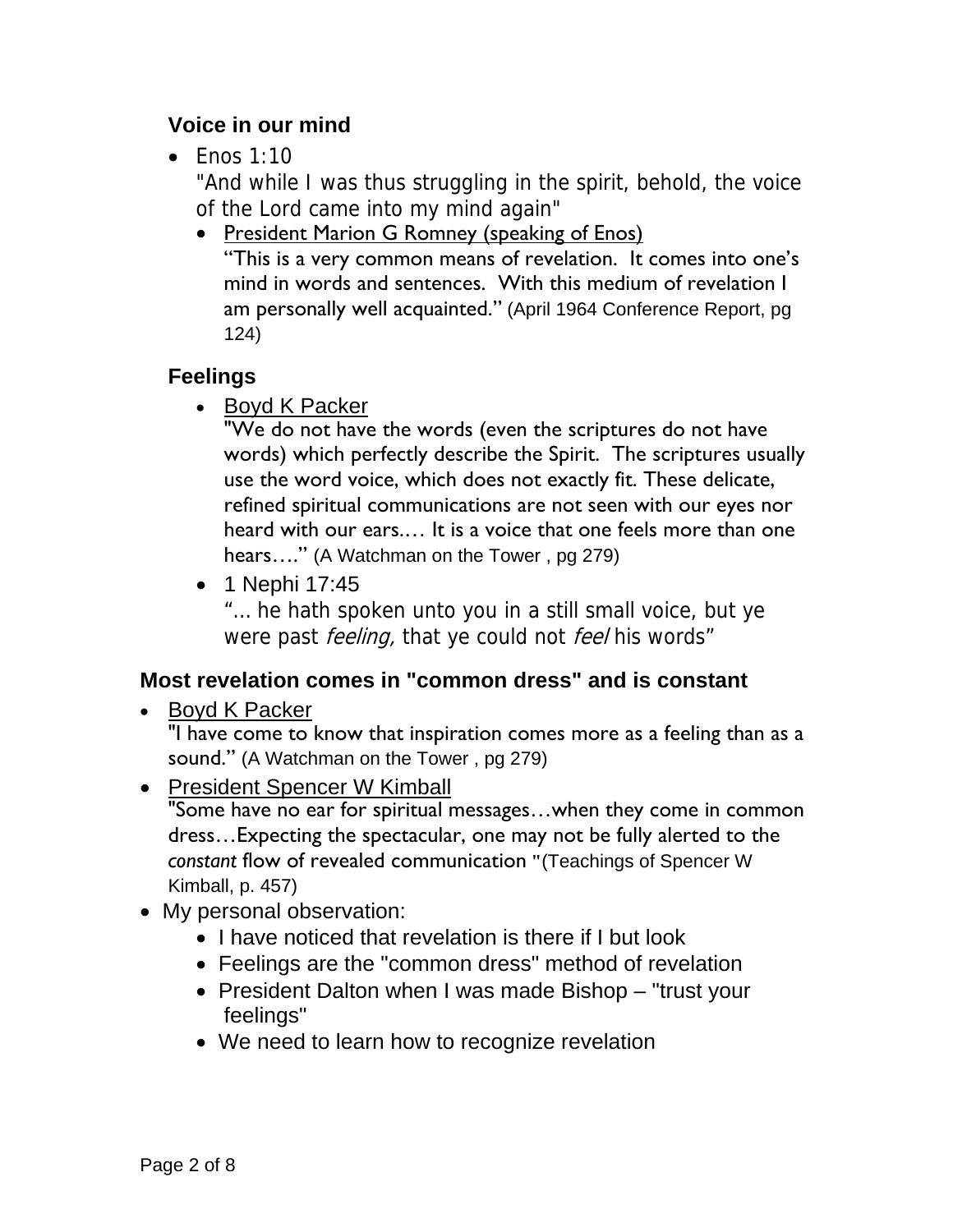### Voice in our mind

- Enos 1:10
  "And while I was thus struggling in the spirit, behold, the voice of the Lord came into my mind again"
  - President Marion G Romney (speaking of Enos)
    "This is a very common means of revelation. It comes into one's mind in words and sentences. With this medium of revelation I am personally well acquainted." (April 1964 Conference Report, pg 124)

### Feelings

- Boyd K Packer
  "We do not have the words (even the scriptures do not have words) which perfectly describe the Spirit. The scriptures usually use the word voice, which does not exactly fit. These delicate, refined spiritual communications are not seen with our eyes nor heard with our ears.… It is a voice that one feels more than one hears…." (A Watchman on the Tower , pg 279)
- 1 Nephi 17:45
  "… he hath spoken unto you in a still small voice, but ye were past *feeling,* that ye could not *feel* his words"

### Most revelation comes in "common dress" and is constant

- Boyd K Packer
  "I have come to know that inspiration comes more as a feeling than as a sound." (A Watchman on the Tower , pg 279)
- President Spencer W Kimball
  "Some have no ear for spiritual messages…when they come in common dress…Expecting the spectacular, one may not be fully alerted to the *constant* flow of revealed communication "(Teachings of Spencer W Kimball, p. 457)
- My personal observation:
  - I have noticed that revelation is there if I but look
  - Feelings are the "common dress" method of revelation
  - President Dalton when I was made Bishop – "trust your feelings"
  - We need to learn how to recognize revelation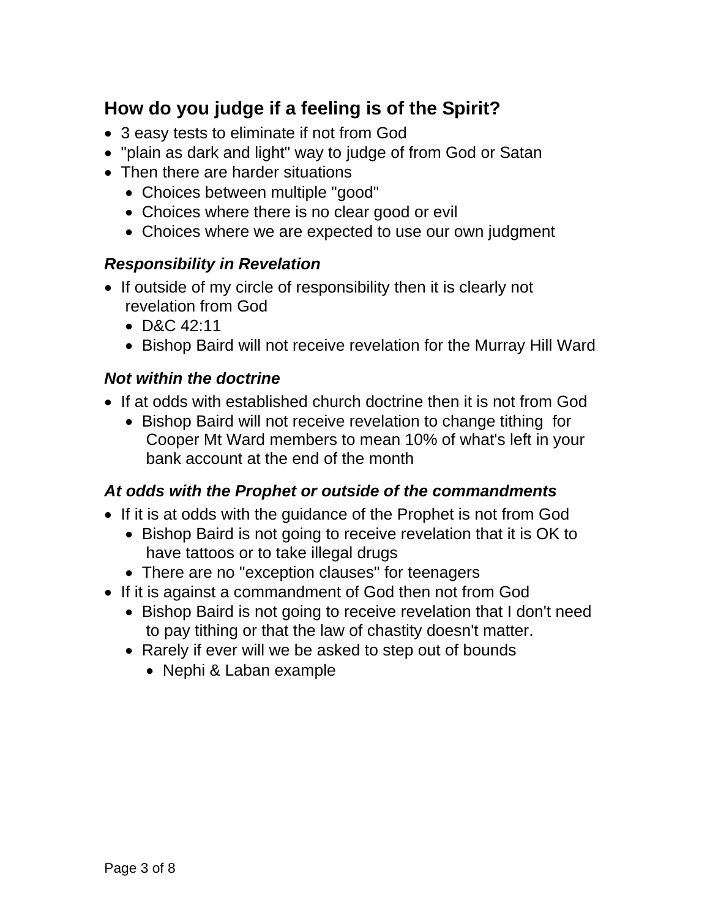## How do you judge if a feeling is of the Spirit?

- 3 easy tests to eliminate if not from God
- "plain as dark and light" way to judge of from God or Satan
- Then there are harder situations
  - Choices between multiple "good"
  - Choices where there is no clear good or evil
  - Choices where we are expected to use our own judgment

### *Responsibility in Revelation*

- If outside of my circle of responsibility then it is clearly not revelation from God
  - D&C 42:11
  - Bishop Baird will not receive revelation for the Murray Hill Ward

### *Not within the doctrine*

- If at odds with established church doctrine then it is not from God
  - Bishop Baird will not receive revelation to change tithing for Cooper Mt Ward members to mean 10% of what's left in your bank account at the end of the month

### *At odds with the Prophet or outside of the commandments*

- If it is at odds with the guidance of the Prophet is not from God
  - Bishop Baird is not going to receive revelation that it is OK to have tattoos or to take illegal drugs
  - There are no "exception clauses" for teenagers
- If it is against a commandment of God then not from God
  - Bishop Baird is not going to receive revelation that I don't need to pay tithing or that the law of chastity doesn't matter.
  - Rarely if ever will we be asked to step out of bounds
    - Nephi & Laban example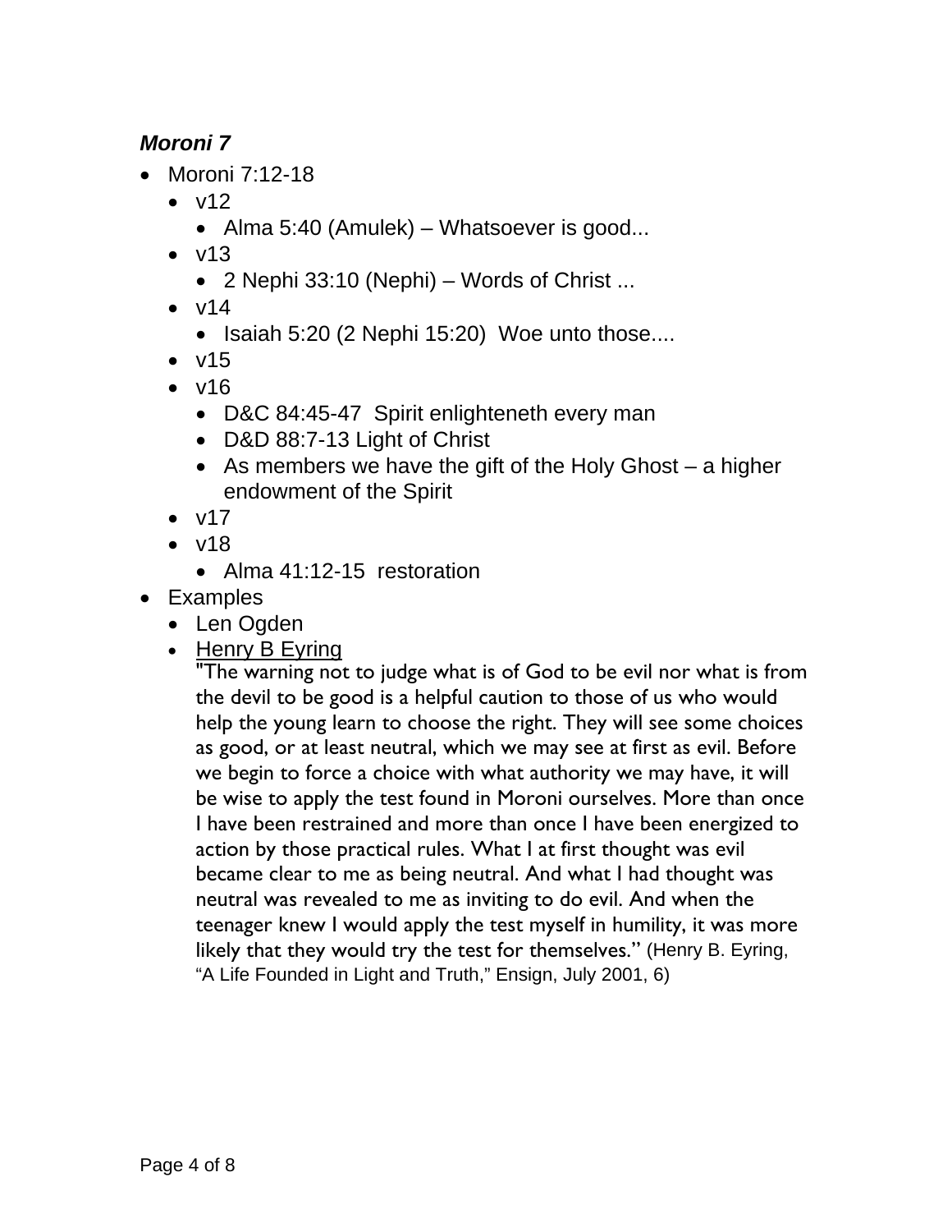### ***Moroni 7***

- Moroni 7:12-18
  - v12
    - Alma 5:40 (Amulek) – Whatsoever is good...
  - v13
    - 2 Nephi 33:10 (Nephi) – Words of Christ ...
  - v14
    - Isaiah 5:20 (2 Nephi 15:20) Woe unto those....
  - v15
  - v16
    - D&C 84:45-47 Spirit enlighteneth every man
    - D&D 88:7-13 Light of Christ
    - As members we have the gift of the Holy Ghost – a higher endowment of the Spirit
  - v17
  - v18
    - Alma 41:12-15 restoration
- Examples
  - Len Ogden
  - Henry B Eyring

    "The warning not to judge what is of God to be evil nor what is from the devil to be good is a helpful caution to those of us who would help the young learn to choose the right. They will see some choices as good, or at least neutral, which we may see at first as evil. Before we begin to force a choice with what authority we may have, it will be wise to apply the test found in Moroni ourselves. More than once I have been restrained and more than once I have been energized to action by those practical rules. What I at first thought was evil became clear to me as being neutral. And what I had thought was neutral was revealed to me as inviting to do evil. And when the teenager knew I would apply the test myself in humility, it was more likely that they would try the test for themselves." (Henry B. Eyring, "A Life Founded in Light and Truth," Ensign, July 2001, 6)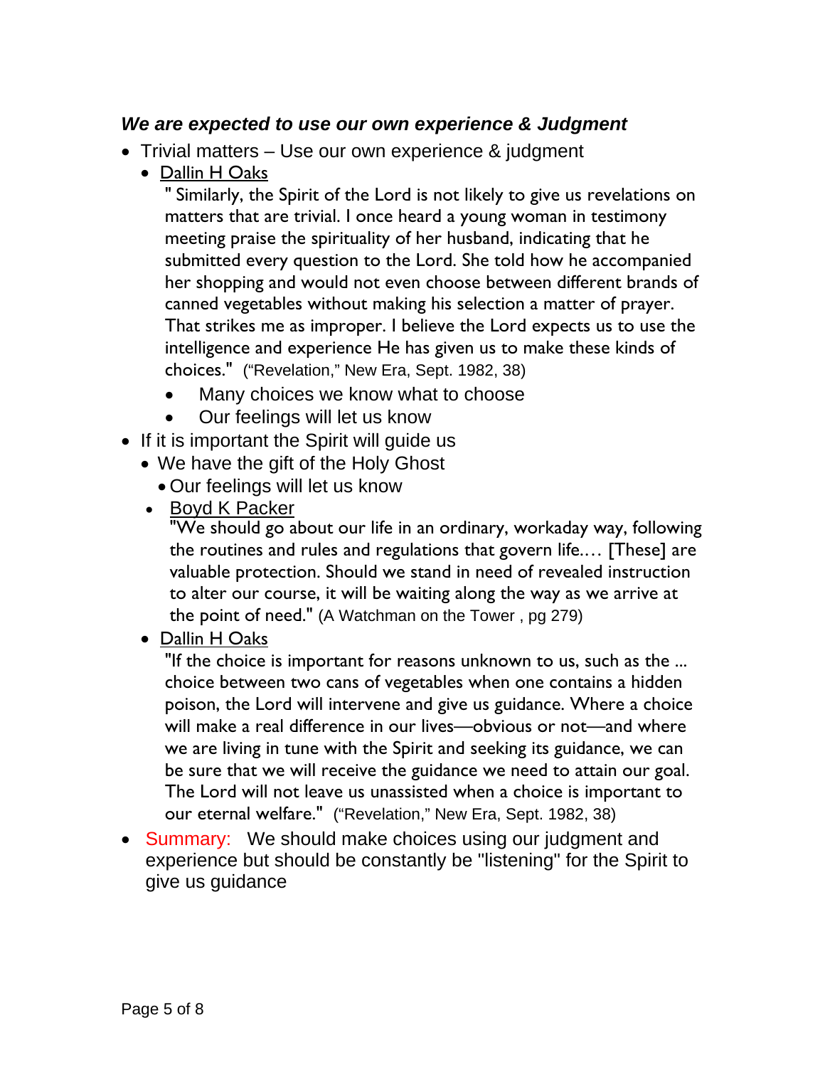### ***We are expected to use our own experience & Judgment***

- Trivial matters – Use our own experience & judgment
  - Dallin H Oaks

    " Similarly, the Spirit of the Lord is not likely to give us revelations on matters that are trivial. I once heard a young woman in testimony meeting praise the spirituality of her husband, indicating that he submitted every question to the Lord. She told how he accompanied her shopping and would not even choose between different brands of canned vegetables without making his selection a matter of prayer. That strikes me as improper. I believe the Lord expects us to use the intelligence and experience He has given us to make these kinds of choices." ("Revelation," New Era, Sept. 1982, 38)

    - Many choices we know what to choose
    - Our feelings will let us know
- If it is important the Spirit will guide us
  - We have the gift of the Holy Ghost
    - Our feelings will let us know
  - Boyd K Packer

    "We should go about our life in an ordinary, workaday way, following the routines and rules and regulations that govern life.… [These] are valuable protection. Should we stand in need of revealed instruction to alter our course, it will be waiting along the way as we arrive at the point of need." (A Watchman on the Tower , pg 279)
  - Dallin H Oaks

    "If the choice is important for reasons unknown to us, such as the ... choice between two cans of vegetables when one contains a hidden poison, the Lord will intervene and give us guidance. Where a choice will make a real difference in our lives—obvious or not—and where we are living in tune with the Spirit and seeking its guidance, we can be sure that we will receive the guidance we need to attain our goal. The Lord will not leave us unassisted when a choice is important to our eternal welfare." ("Revelation," New Era, Sept. 1982, 38)
- Summary: We should make choices using our judgment and experience but should be constantly be "listening" for the Spirit to give us guidance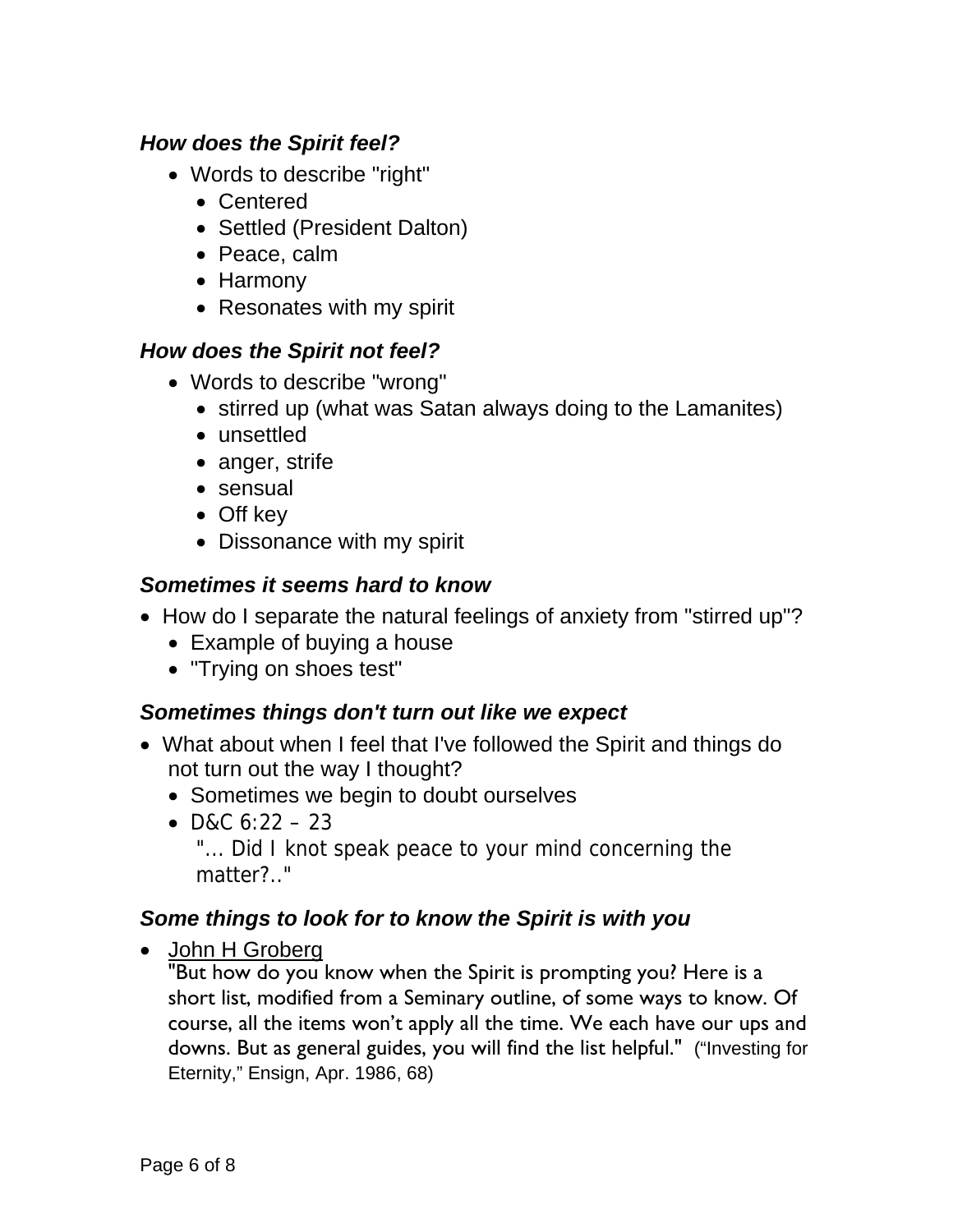### *How does the Spirit feel?*

- Words to describe "right"
  - Centered
  - Settled (President Dalton)
  - Peace, calm
  - Harmony
  - Resonates with my spirit

### *How does the Spirit not feel?*

- Words to describe "wrong"
  - stirred up (what was Satan always doing to the Lamanites)
  - unsettled
  - anger, strife
  - sensual
  - Off key
  - Dissonance with my spirit

### *Sometimes it seems hard to know*

- How do I separate the natural feelings of anxiety from "stirred up"?
  - Example of buying a house
  - "Trying on shoes test"

### *Sometimes things don't turn out like we expect*

- What about when I feel that I've followed the Spirit and things do not turn out the way I thought?
  - Sometimes we begin to doubt ourselves
  - D&C 6:22 – 23
    "… Did I knot speak peace to your mind concerning the matter?.."

### *Some things to look for to know the Spirit is with you*

- John H Groberg
  "But how do you know when the Spirit is prompting you? Here is a short list, modified from a Seminary outline, of some ways to know. Of course, all the items won't apply all the time. We each have our ups and downs. But as general guides, you will find the list helpful." ("Investing for Eternity," Ensign, Apr. 1986, 68)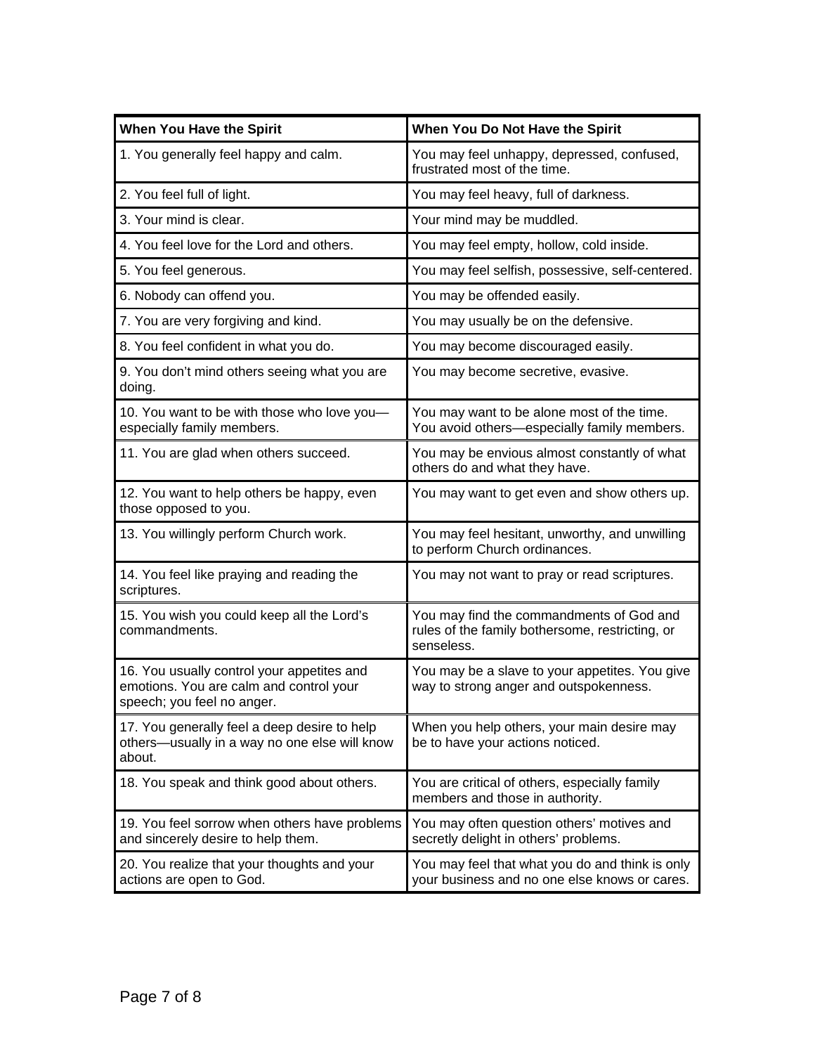| When You Have the Spirit | When You Do Not Have the Spirit |
|---|---|
| 1. You generally feel happy and calm. | You may feel unhappy, depressed, confused, frustrated most of the time. |
| 2. You feel full of light. | You may feel heavy, full of darkness. |
| 3. Your mind is clear. | Your mind may be muddled. |
| 4. You feel love for the Lord and others. | You may feel empty, hollow, cold inside. |
| 5. You feel generous. | You may feel selfish, possessive, self-centered. |
| 6. Nobody can offend you. | You may be offended easily. |
| 7. You are very forgiving and kind. | You may usually be on the defensive. |
| 8. You feel confident in what you do. | You may become discouraged easily. |
| 9. You don't mind others seeing what you are doing. | You may become secretive, evasive. |
| 10. You want to be with those who love you—especially family members. | You may want to be alone most of the time. You avoid others—especially family members. |
| 11. You are glad when others succeed. | You may be envious almost constantly of what others do and what they have. |
| 12. You want to help others be happy, even those opposed to you. | You may want to get even and show others up. |
| 13. You willingly perform Church work. | You may feel hesitant, unworthy, and unwilling to perform Church ordinances. |
| 14. You feel like praying and reading the scriptures. | You may not want to pray or read scriptures. |
| 15. You wish you could keep all the Lord's commandments. | You may find the commandments of God and rules of the family bothersome, restricting, or senseless. |
| 16. You usually control your appetites and emotions. You are calm and control your speech; you feel no anger. | You may be a slave to your appetites. You give way to strong anger and outspokenness. |
| 17. You generally feel a deep desire to help others—usually in a way no one else will know about. | When you help others, your main desire may be to have your actions noticed. |
| 18. You speak and think good about others. | You are critical of others, especially family members and those in authority. |
| 19. You feel sorrow when others have problems and sincerely desire to help them. | You may often question others' motives and secretly delight in others' problems. |
| 20. You realize that your thoughts and your actions are open to God. | You may feel that what you do and think is only your business and no one else knows or cares. |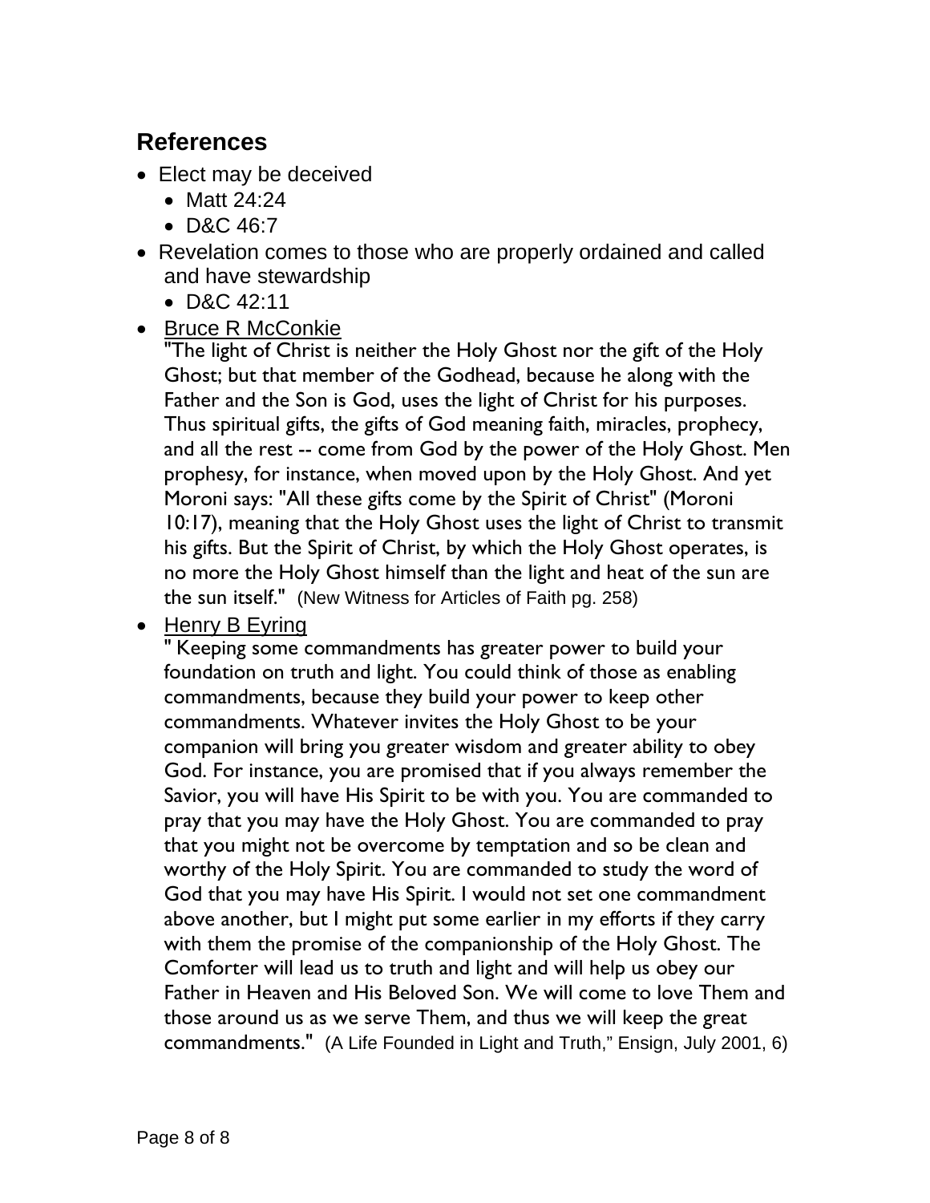## References

- Elect may be deceived
  - Matt 24:24
  - D&C 46:7
- Revelation comes to those who are properly ordained and called and have stewardship
  - D&C 42:11
- Bruce R McConkie
  "The light of Christ is neither the Holy Ghost nor the gift of the Holy Ghost; but that member of the Godhead, because he along with the Father and the Son is God, uses the light of Christ for his purposes. Thus spiritual gifts, the gifts of God meaning faith, miracles, prophecy, and all the rest -- come from God by the power of the Holy Ghost. Men prophesy, for instance, when moved upon by the Holy Ghost. And yet Moroni says: "All these gifts come by the Spirit of Christ" (Moroni 10:17), meaning that the Holy Ghost uses the light of Christ to transmit his gifts. But the Spirit of Christ, by which the Holy Ghost operates, is no more the Holy Ghost himself than the light and heat of the sun are the sun itself." (New Witness for Articles of Faith pg. 258)
- Henry B Eyring
  " Keeping some commandments has greater power to build your foundation on truth and light. You could think of those as enabling commandments, because they build your power to keep other commandments. Whatever invites the Holy Ghost to be your companion will bring you greater wisdom and greater ability to obey God. For instance, you are promised that if you always remember the Savior, you will have His Spirit to be with you. You are commanded to pray that you may have the Holy Ghost. You are commanded to pray that you might not be overcome by temptation and so be clean and worthy of the Holy Spirit. You are commanded to study the word of God that you may have His Spirit. I would not set one commandment above another, but I might put some earlier in my efforts if they carry with them the promise of the companionship of the Holy Ghost. The Comforter will lead us to truth and light and will help us obey our Father in Heaven and His Beloved Son. We will come to love Them and those around us as we serve Them, and thus we will keep the great commandments." (A Life Founded in Light and Truth," Ensign, July 2001, 6)